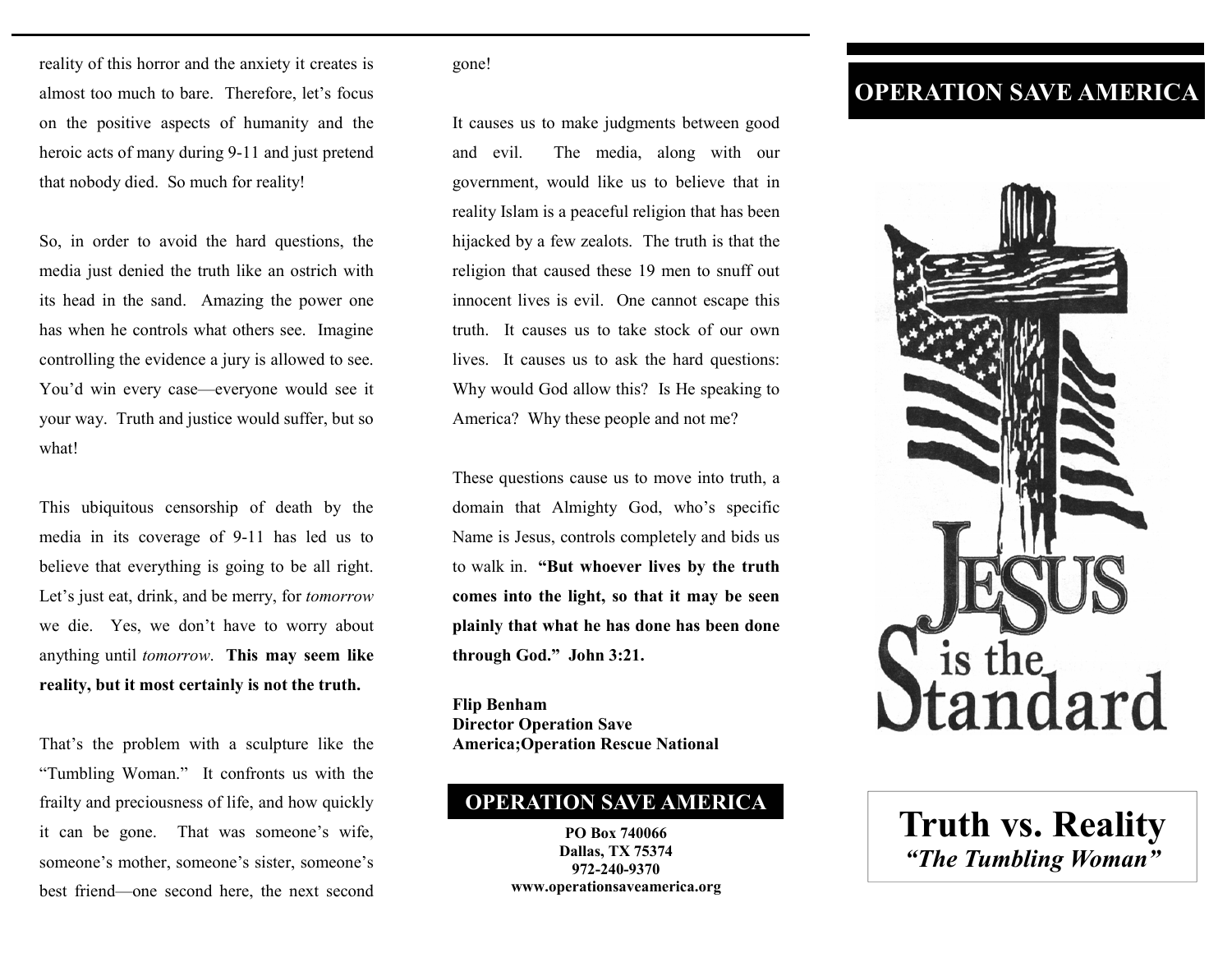reality of this horror and the anxiety it creates is almost too much to bare. Therefore, let's focus on the positive aspects of humanity and the heroic acts of many during 9-11 and just pretend that nobody died. So much for reality!

So, in order to avoid the hard questions, the media just denied the truth like an ostrich with its head in the sand. Amazing the power one has when he controls what others see. Imagine controlling the evidence a jury is allowed to see. You'd win every case—everyone would see it your way. Truth and justice would suffer, but so what!

This ubiquitous censorship of death by the media in its coverage of 9-11 has led us to believe that everything is going to be all right. Let's just eat, drink, and be merry, for *tomorrow* we die. Yes, we don't have to worry about anything until *tomorrow*. **This may seem like reality, but it most certainly is not the truth.**

That's the problem with a sculpture like the "Tumbling Woman." It confronts us with the frailty and preciousness of life, and how quickly it can be gone. That was someone's wife, someone's mother, someone's sister, someone's best friend—one second here, the next second gone!

It causes us to make judgments between good and evil. The media, along with our government, would like us to believe that in reality Islam is a peaceful religion that has been hijacked by a few zealots. The truth is that the religion that caused these 19 men to snuff out innocent lives is evil. One cannot escape this truth. It causes us to take stock of our own lives. It causes us to ask the hard questions: Why would God allow this? Is He speaking to America? Why these people and not me?

These questions cause us to move into truth, a domain that Almighty God, who's specific Name is Jesus, controls completely and bids us to walk in. **"But whoever lives by the truth comes into the light, so that it may be seen plainly that what he has done has been done through God." John 3:21.**

**Flip Benham**
**Director Operation Save America;Operation Rescue National**

**OPERATION SAVE AMERICA**

**PO Box 740066**
**Dallas, TX 75374**
**972-240-9370**
**www.operationsaveamerica.org**

# OPERATION SAVE AMERICA

JESUS is the Standard

# Truth vs. Reality

***"The Tumbling Woman"***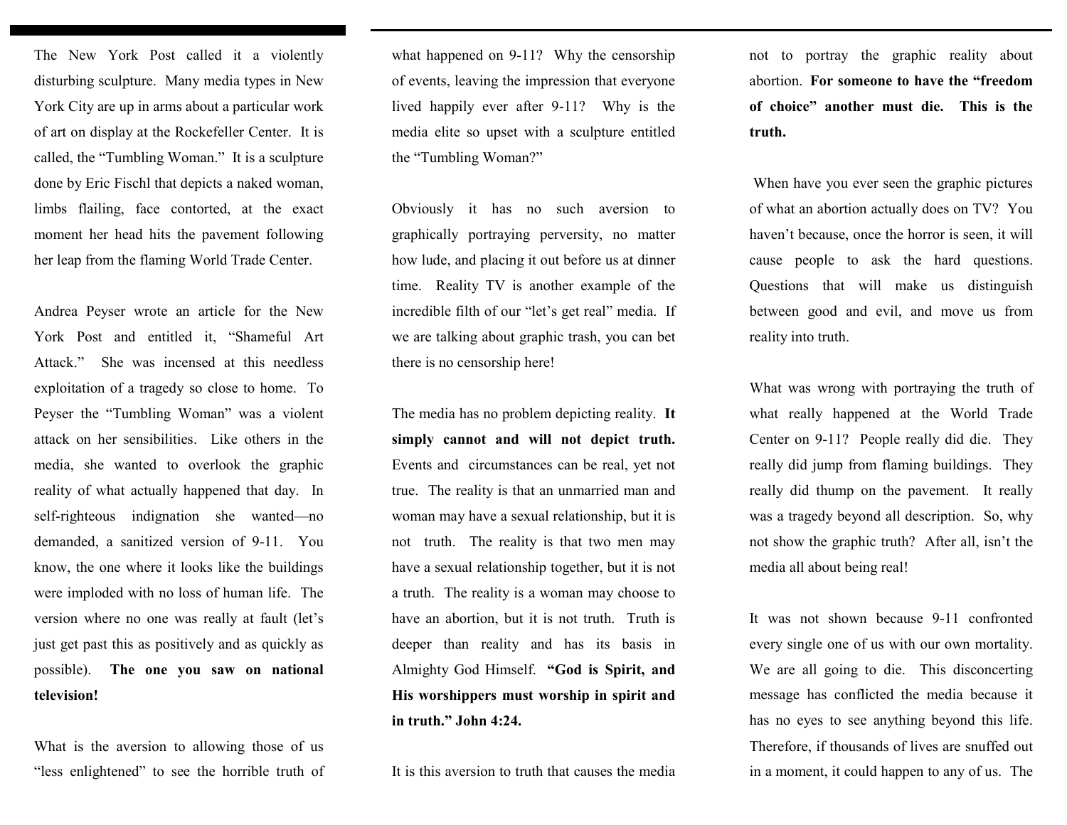The New York Post called it a violently disturbing sculpture. Many media types in New York City are up in arms about a particular work of art on display at the Rockefeller Center. It is called, the "Tumbling Woman." It is a sculpture done by Eric Fischl that depicts a naked woman, limbs flailing, face contorted, at the exact moment her head hits the pavement following her leap from the flaming World Trade Center.

Andrea Peyser wrote an article for the New York Post and entitled it, "Shameful Art Attack." She was incensed at this needless exploitation of a tragedy so close to home. To Peyser the "Tumbling Woman" was a violent attack on her sensibilities. Like others in the media, she wanted to overlook the graphic reality of what actually happened that day. In self-righteous indignation she wanted—no demanded, a sanitized version of 9-11. You know, the one where it looks like the buildings were imploded with no loss of human life. The version where no one was really at fault (let's just get past this as positively and as quickly as possible). **The one you saw on national television!**

What is the aversion to allowing those of us "less enlightened" to see the horrible truth of what happened on 9-11? Why the censorship of events, leaving the impression that everyone lived happily ever after 9-11? Why is the media elite so upset with a sculpture entitled the "Tumbling Woman?"

Obviously it has no such aversion to graphically portraying perversity, no matter how lude, and placing it out before us at dinner time. Reality TV is another example of the incredible filth of our "let's get real" media. If we are talking about graphic trash, you can bet there is no censorship here!

The media has no problem depicting reality. **It simply cannot and will not depict truth.** Events and circumstances can be real, yet not true. The reality is that an unmarried man and woman may have a sexual relationship, but it is not truth. The reality is that two men may have a sexual relationship together, but it is not a truth. The reality is a woman may choose to have an abortion, but it is not truth. Truth is deeper than reality and has its basis in Almighty God Himself. **"God is Spirit, and His worshippers must worship in spirit and in truth." John 4:24.**

It is this aversion to truth that causes the media not to portray the graphic reality about abortion. **For someone to have the "freedom of choice" another must die. This is the truth.**

When have you ever seen the graphic pictures of what an abortion actually does on TV? You haven't because, once the horror is seen, it will cause people to ask the hard questions. Questions that will make us distinguish between good and evil, and move us from reality into truth.

What was wrong with portraying the truth of what really happened at the World Trade Center on 9-11? People really did die. They really did jump from flaming buildings. They really did thump on the pavement. It really was a tragedy beyond all description. So, why not show the graphic truth? After all, isn't the media all about being real!

It was not shown because 9-11 confronted every single one of us with our own mortality. We are all going to die. This disconcerting message has conflicted the media because it has no eyes to see anything beyond this life. Therefore, if thousands of lives are snuffed out in a moment, it could happen to any of us. The